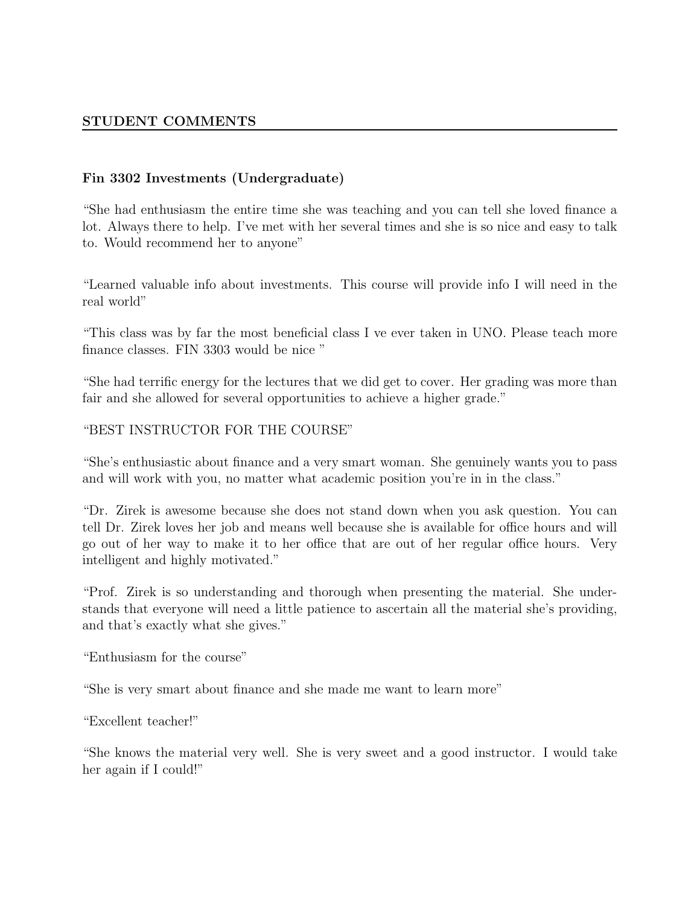## STUDENT COMMENTS

### Fin 3302 Investments (Undergraduate)

"She had enthusiasm the entire time she was teaching and you can tell she loved finance a lot. Always there to help. I've met with her several times and she is so nice and easy to talk to. Would recommend her to anyone"

"Learned valuable info about investments. This course will provide info I will need in the real world"

"This class was by far the most beneficial class I ve ever taken in UNO. Please teach more finance classes. FIN 3303 would be nice "

"She had terrific energy for the lectures that we did get to cover. Her grading was more than fair and she allowed for several opportunities to achieve a higher grade."

"BEST INSTRUCTOR FOR THE COURSE"

"She's enthusiastic about finance and a very smart woman. She genuinely wants you to pass and will work with you, no matter what academic position you're in in the class."

"Dr. Zirek is awesome because she does not stand down when you ask question. You can tell Dr. Zirek loves her job and means well because she is available for office hours and will go out of her way to make it to her office that are out of her regular office hours. Very intelligent and highly motivated."

"Prof. Zirek is so understanding and thorough when presenting the material. She understands that everyone will need a little patience to ascertain all the material she's providing, and that's exactly what she gives."

"Enthusiasm for the course"

"She is very smart about finance and she made me want to learn more"

"Excellent teacher!"

"She knows the material very well. She is very sweet and a good instructor. I would take her again if I could!"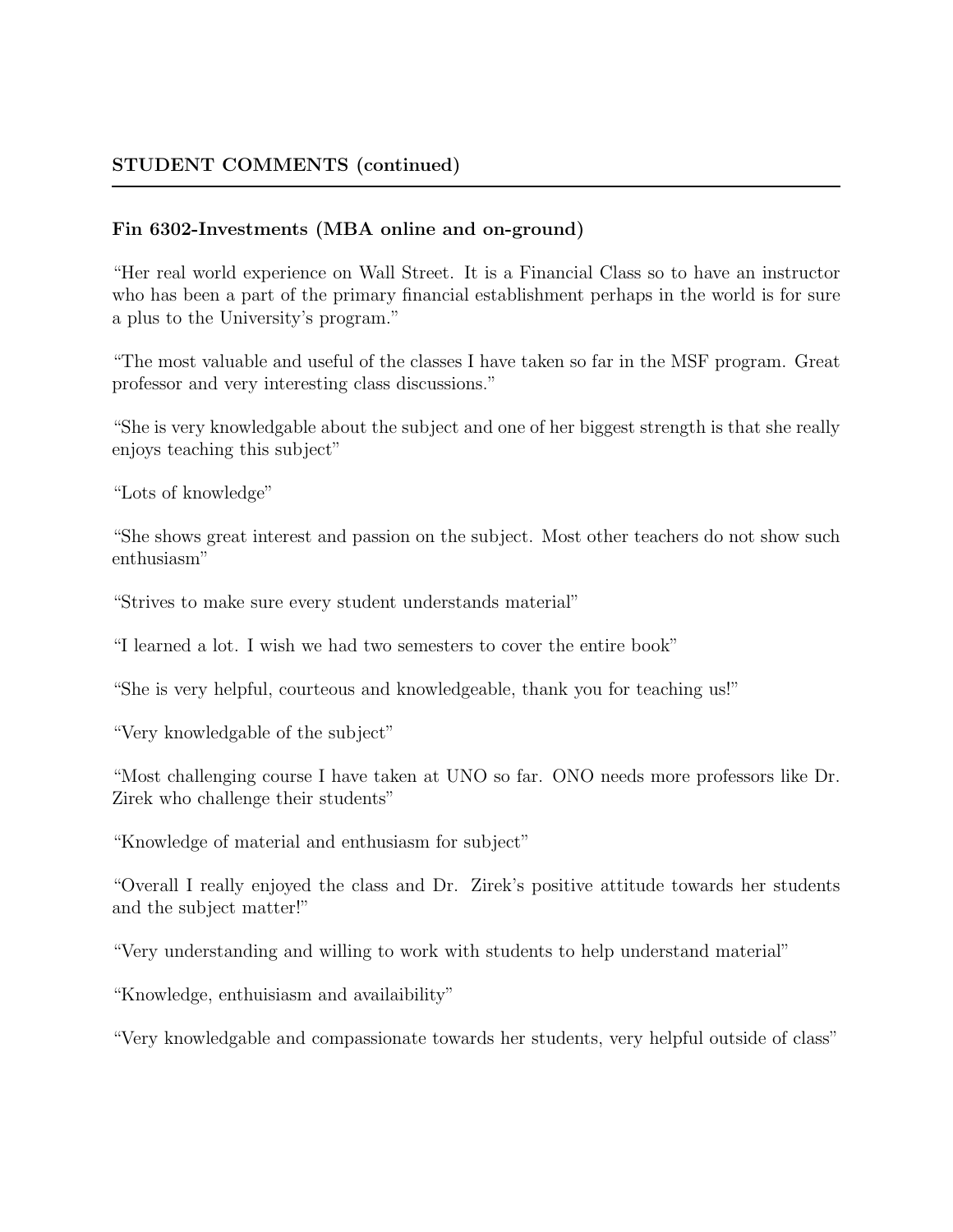**STUDENT COMMENTS (continued)**

---

**Fin 6302-Investments (MBA online and on-ground)**

"Her real world experience on Wall Street. It is a Financial Class so to have an instructor who has been a part of the primary financial establishment perhaps in the world is for sure a plus to the University's program."

"The most valuable and useful of the classes I have taken so far in the MSF program. Great professor and very interesting class discussions."

"She is very knowledgable about the subject and one of her biggest strength is that she really enjoys teaching this subject"

"Lots of knowledge"

"She shows great interest and passion on the subject. Most other teachers do not show such enthusiasm"

"Strives to make sure every student understands material"

"I learned a lot. I wish we had two semesters to cover the entire book"

"She is very helpful, courteous and knowledgeable, thank you for teaching us!"

"Very knowledgable of the subject"

"Most challenging course I have taken at UNO so far. ONO needs more professors like Dr. Zirek who challenge their students"

"Knowledge of material and enthusiasm for subject"

"Overall I really enjoyed the class and Dr. Zirek's positive attitude towards her students and the subject matter!"

"Very understanding and willing to work with students to help understand material"

"Knowledge, enthuisiasm and availaibility"

"Very knowledgable and compassionate towards her students, very helpful outside of class"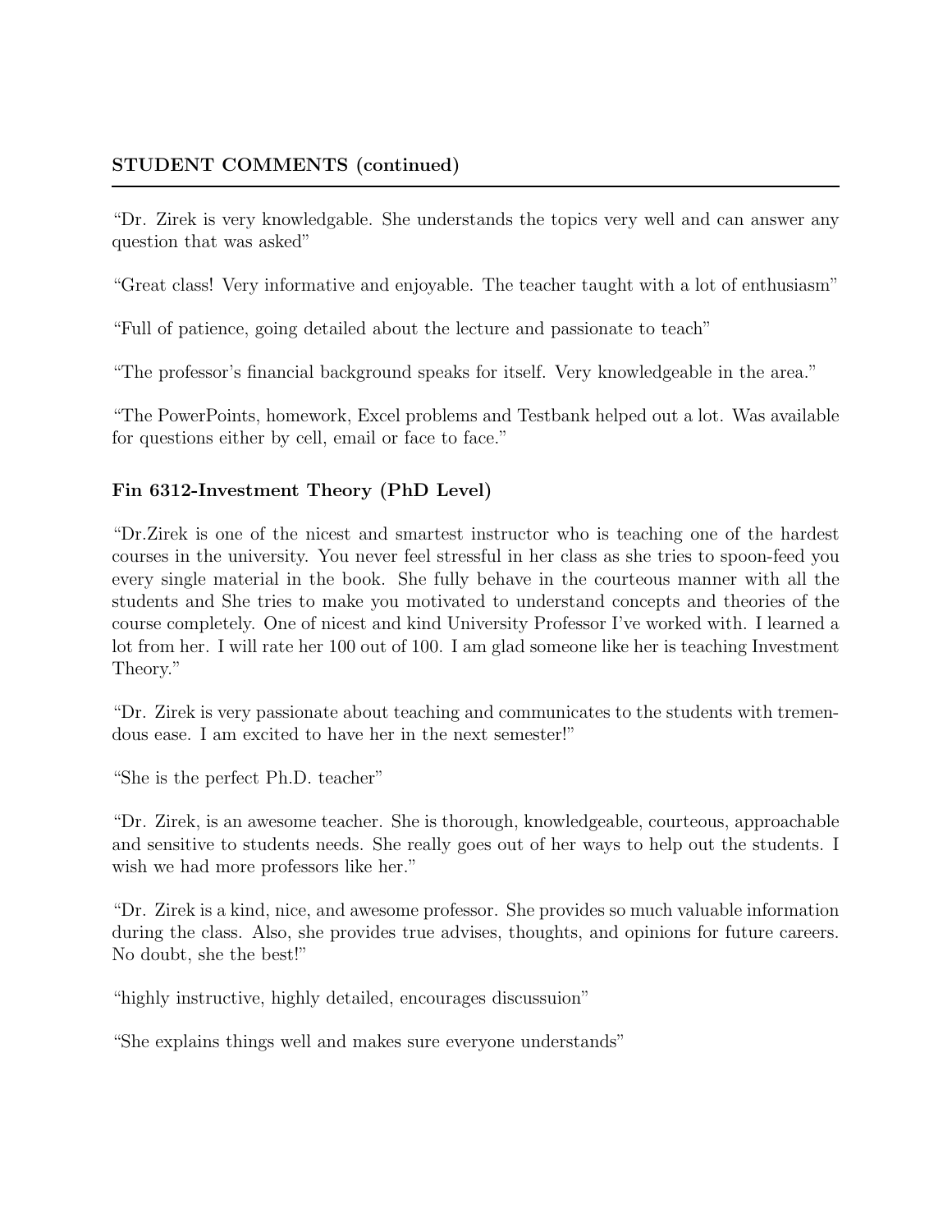**STUDENT COMMENTS (continued)**

---

"Dr. Zirek is very knowledgable. She understands the topics very well and can answer any question that was asked"

"Great class! Very informative and enjoyable. The teacher taught with a lot of enthusiasm"

"Full of patience, going detailed about the lecture and passionate to teach"

"The professor's financial background speaks for itself. Very knowledgeable in the area."

"The PowerPoints, homework, Excel problems and Testbank helped out a lot. Was available for questions either by cell, email or face to face."

### Fin 6312-Investment Theory (PhD Level)

"Dr.Zirek is one of the nicest and smartest instructor who is teaching one of the hardest courses in the university. You never feel stressful in her class as she tries to spoon-feed you every single material in the book. She fully behave in the courteous manner with all the students and She tries to make you motivated to understand concepts and theories of the course completely. One of nicest and kind University Professor I've worked with. I learned a lot from her. I will rate her 100 out of 100. I am glad someone like her is teaching Investment Theory."

"Dr. Zirek is very passionate about teaching and communicates to the students with tremendous ease. I am excited to have her in the next semester!"

"She is the perfect Ph.D. teacher"

"Dr. Zirek, is an awesome teacher. She is thorough, knowledgeable, courteous, approachable and sensitive to students needs. She really goes out of her ways to help out the students. I wish we had more professors like her."

"Dr. Zirek is a kind, nice, and awesome professor. She provides so much valuable information during the class. Also, she provides true advises, thoughts, and opinions for future careers. No doubt, she the best!"

"highly instructive, highly detailed, encourages discussuion"

"She explains things well and makes sure everyone understands"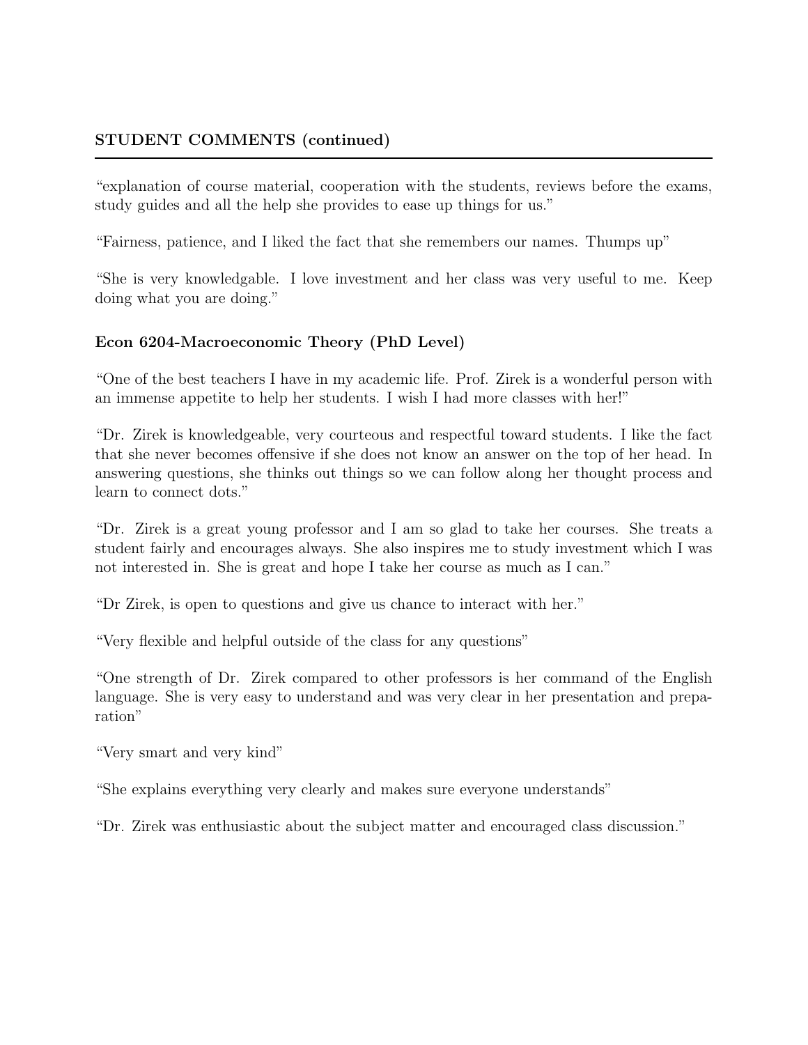**STUDENT COMMENTS (continued)**

"explanation of course material, cooperation with the students, reviews before the exams, study guides and all the help she provides to ease up things for us."

"Fairness, patience, and I liked the fact that she remembers our names. Thumps up"

"She is very knowledgable. I love investment and her class was very useful to me. Keep doing what you are doing."

**Econ 6204-Macroeconomic Theory (PhD Level)**

"One of the best teachers I have in my academic life. Prof. Zirek is a wonderful person with an immense appetite to help her students. I wish I had more classes with her!"

"Dr. Zirek is knowledgeable, very courteous and respectful toward students. I like the fact that she never becomes offensive if she does not know an answer on the top of her head. In answering questions, she thinks out things so we can follow along her thought process and learn to connect dots."

"Dr. Zirek is a great young professor and I am so glad to take her courses. She treats a student fairly and encourages always. She also inspires me to study investment which I was not interested in. She is great and hope I take her course as much as I can."

"Dr Zirek, is open to questions and give us chance to interact with her."

"Very flexible and helpful outside of the class for any questions"

"One strength of Dr. Zirek compared to other professors is her command of the English language. She is very easy to understand and was very clear in her presentation and preparation"

"Very smart and very kind"

"She explains everything very clearly and makes sure everyone understands"

"Dr. Zirek was enthusiastic about the subject matter and encouraged class discussion."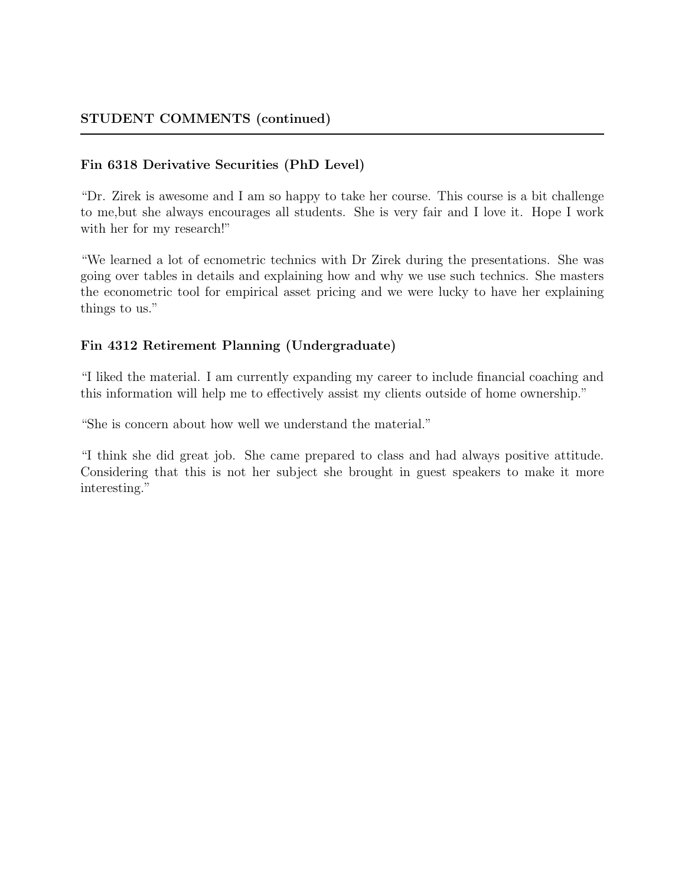## STUDENT COMMENTS (continued)

### Fin 6318 Derivative Securities (PhD Level)

"Dr. Zirek is awesome and I am so happy to take her course. This course is a bit challenge to me,but she always encourages all students. She is very fair and I love it. Hope I work with her for my research!"

"We learned a lot of ecnometric technics with Dr Zirek during the presentations. She was going over tables in details and explaining how and why we use such technics. She masters the econometric tool for empirical asset pricing and we were lucky to have her explaining things to us."

### Fin 4312 Retirement Planning (Undergraduate)

"I liked the material. I am currently expanding my career to include financial coaching and this information will help me to effectively assist my clients outside of home ownership."

"She is concern about how well we understand the material."

"I think she did great job. She came prepared to class and had always positive attitude. Considering that this is not her subject she brought in guest speakers to make it more interesting."